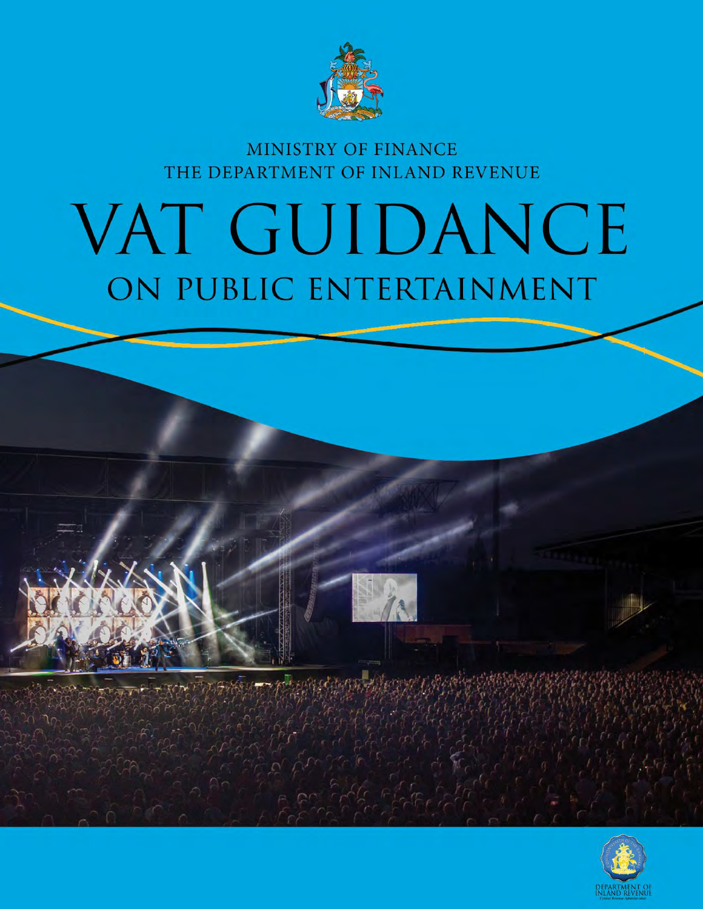MINISTRY OF FINANCE
THE DEPARTMENT OF INLAND REVENUE

# VAT GUIDANCE

## ON PUBLIC ENTERTAINMENT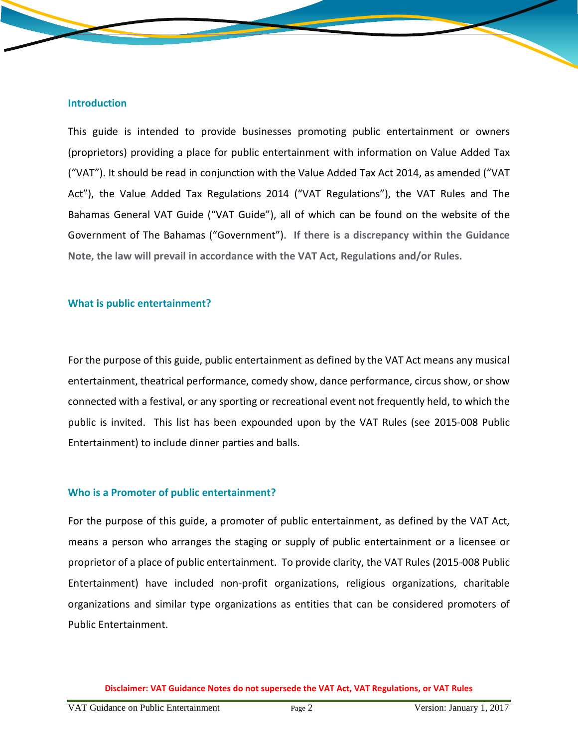## Introduction

This guide is intended to provide businesses promoting public entertainment or owners (proprietors) providing a place for public entertainment with information on Value Added Tax ("VAT"). It should be read in conjunction with the Value Added Tax Act 2014, as amended ("VAT Act"), the Value Added Tax Regulations 2014 ("VAT Regulations"), the VAT Rules and The Bahamas General VAT Guide ("VAT Guide"), all of which can be found on the website of the Government of The Bahamas ("Government"). **If there is a discrepancy within the Guidance Note, the law will prevail in accordance with the VAT Act, Regulations and/or Rules.**

## What is public entertainment?

For the purpose of this guide, public entertainment as defined by the VAT Act means any musical entertainment, theatrical performance, comedy show, dance performance, circus show, or show connected with a festival, or any sporting or recreational event not frequently held, to which the public is invited. This list has been expounded upon by the VAT Rules (see 2015-008 Public Entertainment) to include dinner parties and balls.

## Who is a Promoter of public entertainment?

For the purpose of this guide, a promoter of public entertainment, as defined by the VAT Act, means a person who arranges the staging or supply of public entertainment or a licensee or proprietor of a place of public entertainment. To provide clarity, the VAT Rules (2015-008 Public Entertainment) have included non-profit organizations, religious organizations, charitable organizations and similar type organizations as entities that can be considered promoters of Public Entertainment.

**Disclaimer: VAT Guidance Notes do not supersede the VAT Act, VAT Regulations, or VAT Rules**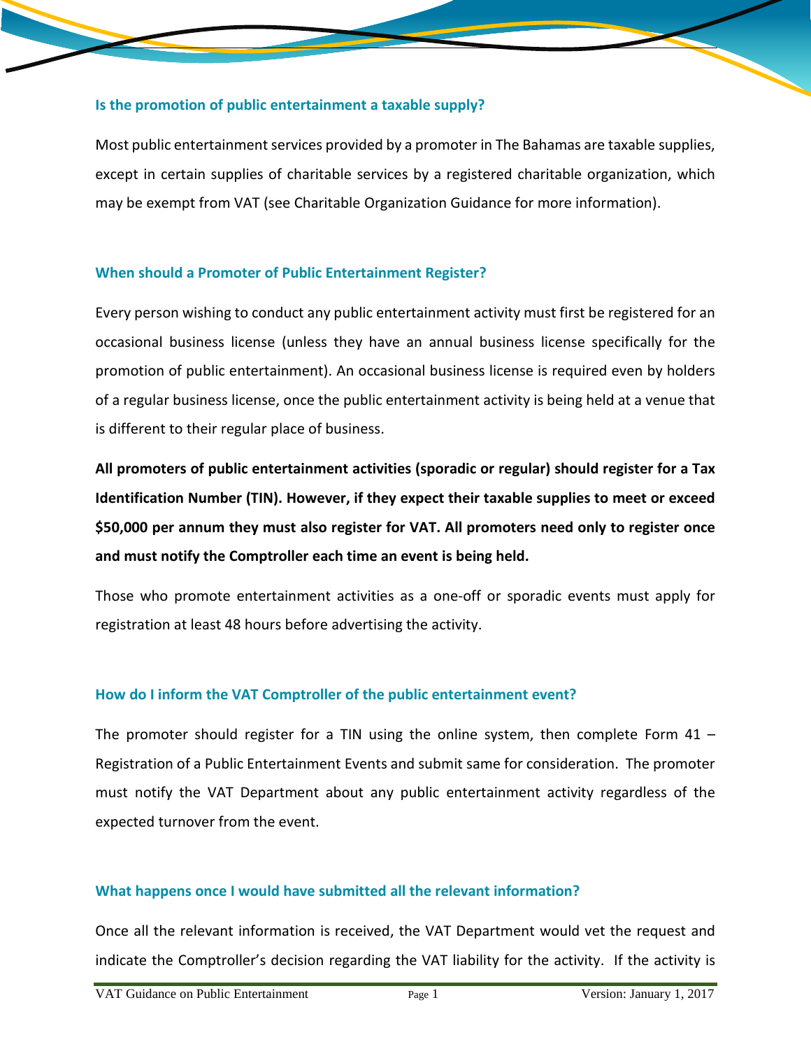### Is the promotion of public entertainment a taxable supply?

Most public entertainment services provided by a promoter in The Bahamas are taxable supplies, except in certain supplies of charitable services by a registered charitable organization, which may be exempt from VAT (see Charitable Organization Guidance for more information).

### When should a Promoter of Public Entertainment Register?

Every person wishing to conduct any public entertainment activity must first be registered for an occasional business license (unless they have an annual business license specifically for the promotion of public entertainment). An occasional business license is required even by holders of a regular business license, once the public entertainment activity is being held at a venue that is different to their regular place of business.

**All promoters of public entertainment activities (sporadic or regular) should register for a Tax Identification Number (TIN). However, if they expect their taxable supplies to meet or exceed $50,000 per annum they must also register for VAT. All promoters need only to register once and must notify the Comptroller each time an event is being held.**

Those who promote entertainment activities as a one-off or sporadic events must apply for registration at least 48 hours before advertising the activity.

### How do I inform the VAT Comptroller of the public entertainment event?

The promoter should register for a TIN using the online system, then complete Form 41 – Registration of a Public Entertainment Events and submit same for consideration. The promoter must notify the VAT Department about any public entertainment activity regardless of the expected turnover from the event.

### What happens once I would have submitted all the relevant information?

Once all the relevant information is received, the VAT Department would vet the request and indicate the Comptroller's decision regarding the VAT liability for the activity. If the activity is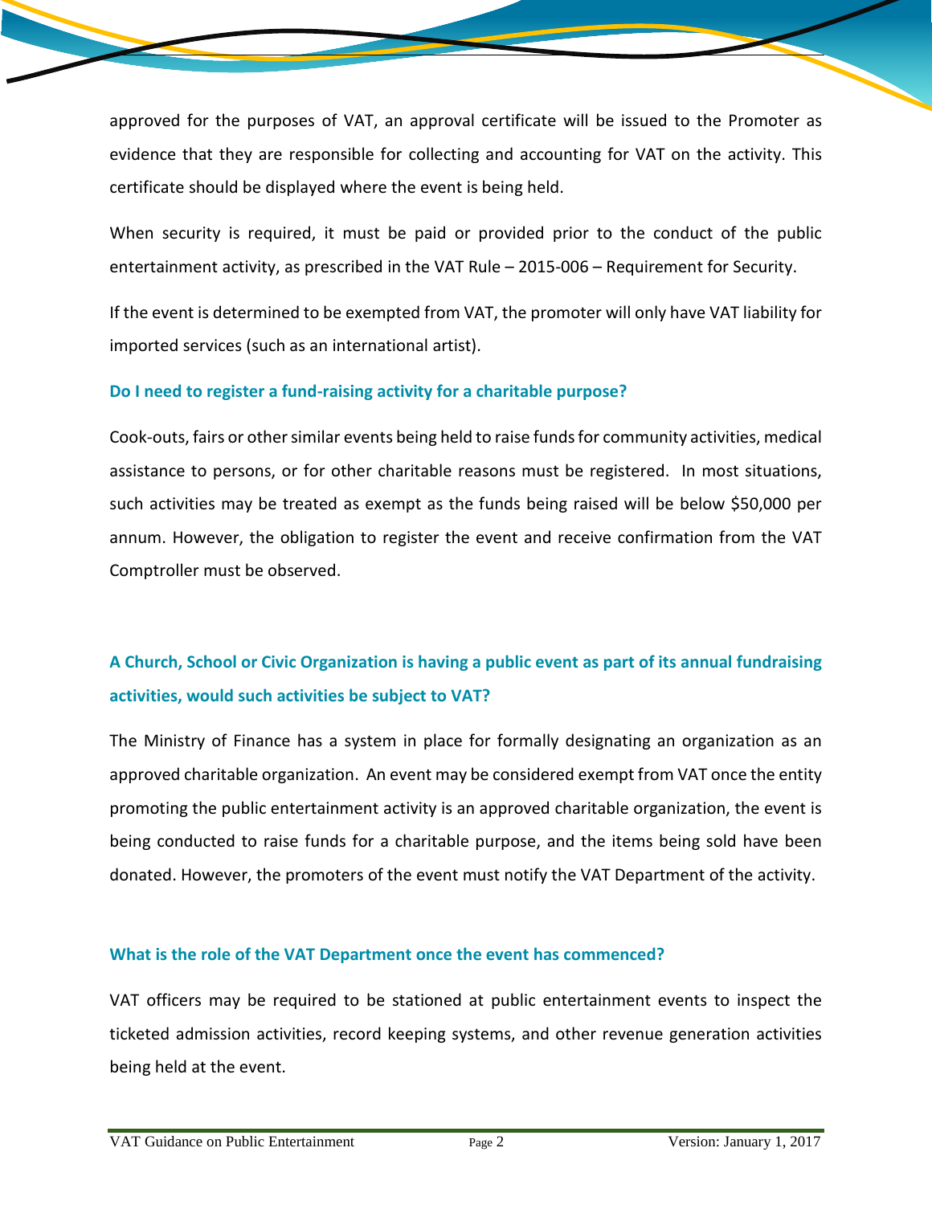approved for the purposes of VAT, an approval certificate will be issued to the Promoter as evidence that they are responsible for collecting and accounting for VAT on the activity. This certificate should be displayed where the event is being held.

When security is required, it must be paid or provided prior to the conduct of the public entertainment activity, as prescribed in the VAT Rule – 2015-006 – Requirement for Security.

If the event is determined to be exempted from VAT, the promoter will only have VAT liability for imported services (such as an international artist).

### Do I need to register a fund-raising activity for a charitable purpose?

Cook-outs, fairs or other similar events being held to raise funds for community activities, medical assistance to persons, or for other charitable reasons must be registered. In most situations, such activities may be treated as exempt as the funds being raised will be below $50,000 per annum. However, the obligation to register the event and receive confirmation from the VAT Comptroller must be observed.

### A Church, School or Civic Organization is having a public event as part of its annual fundraising activities, would such activities be subject to VAT?

The Ministry of Finance has a system in place for formally designating an organization as an approved charitable organization. An event may be considered exempt from VAT once the entity promoting the public entertainment activity is an approved charitable organization, the event is being conducted to raise funds for a charitable purpose, and the items being sold have been donated. However, the promoters of the event must notify the VAT Department of the activity.

### What is the role of the VAT Department once the event has commenced?

VAT officers may be required to be stationed at public entertainment events to inspect the ticketed admission activities, record keeping systems, and other revenue generation activities being held at the event.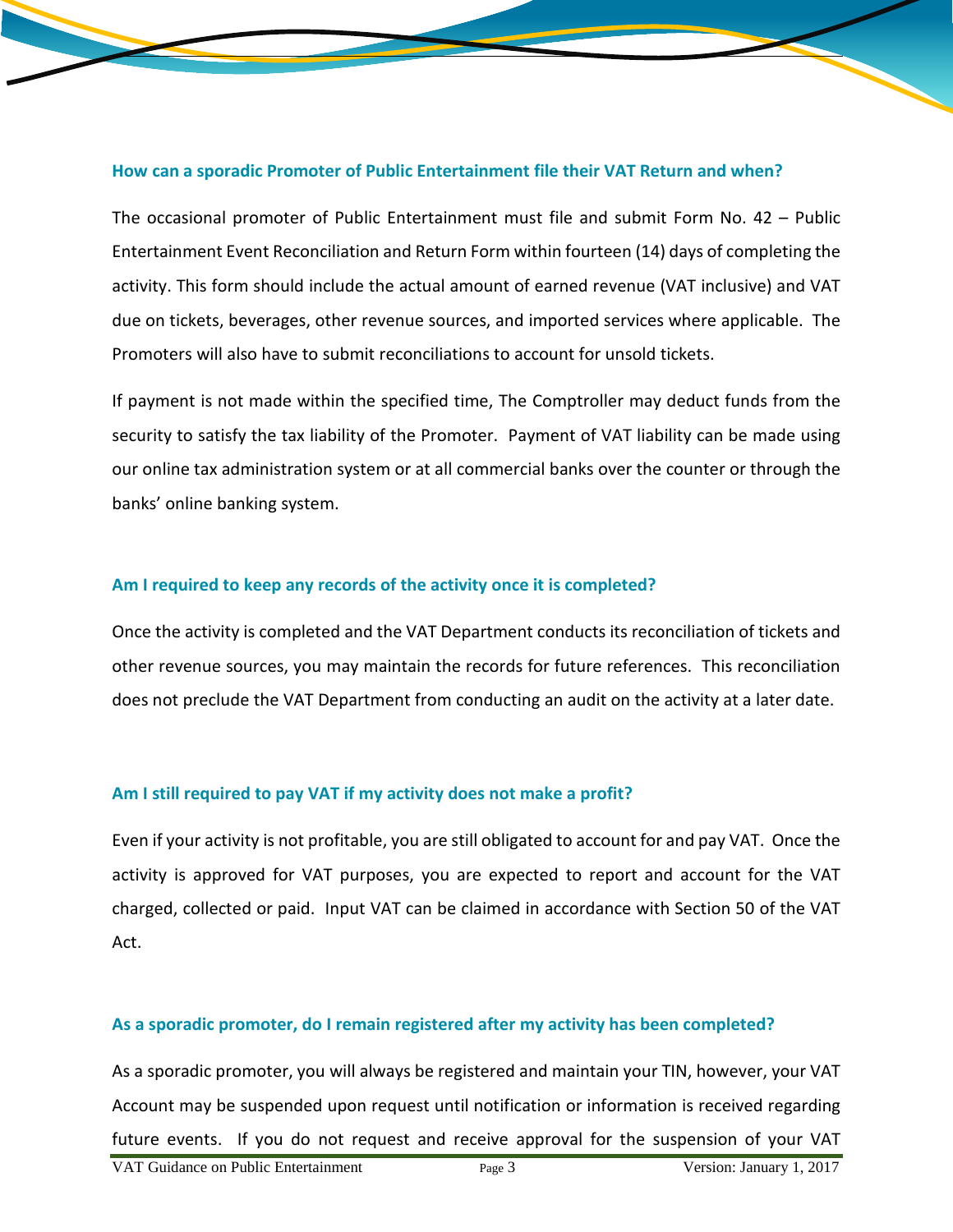### How can a sporadic Promoter of Public Entertainment file their VAT Return and when?

The occasional promoter of Public Entertainment must file and submit Form No. 42 – Public Entertainment Event Reconciliation and Return Form within fourteen (14) days of completing the activity. This form should include the actual amount of earned revenue (VAT inclusive) and VAT due on tickets, beverages, other revenue sources, and imported services where applicable. The Promoters will also have to submit reconciliations to account for unsold tickets.

If payment is not made within the specified time, The Comptroller may deduct funds from the security to satisfy the tax liability of the Promoter. Payment of VAT liability can be made using our online tax administration system or at all commercial banks over the counter or through the banks' online banking system.

### Am I required to keep any records of the activity once it is completed?

Once the activity is completed and the VAT Department conducts its reconciliation of tickets and other revenue sources, you may maintain the records for future references. This reconciliation does not preclude the VAT Department from conducting an audit on the activity at a later date.

### Am I still required to pay VAT if my activity does not make a profit?

Even if your activity is not profitable, you are still obligated to account for and pay VAT. Once the activity is approved for VAT purposes, you are expected to report and account for the VAT charged, collected or paid. Input VAT can be claimed in accordance with Section 50 of the VAT Act.

### As a sporadic promoter, do I remain registered after my activity has been completed?

As a sporadic promoter, you will always be registered and maintain your TIN, however, your VAT Account may be suspended upon request until notification or information is received regarding future events. If you do not request and receive approval for the suspension of your VAT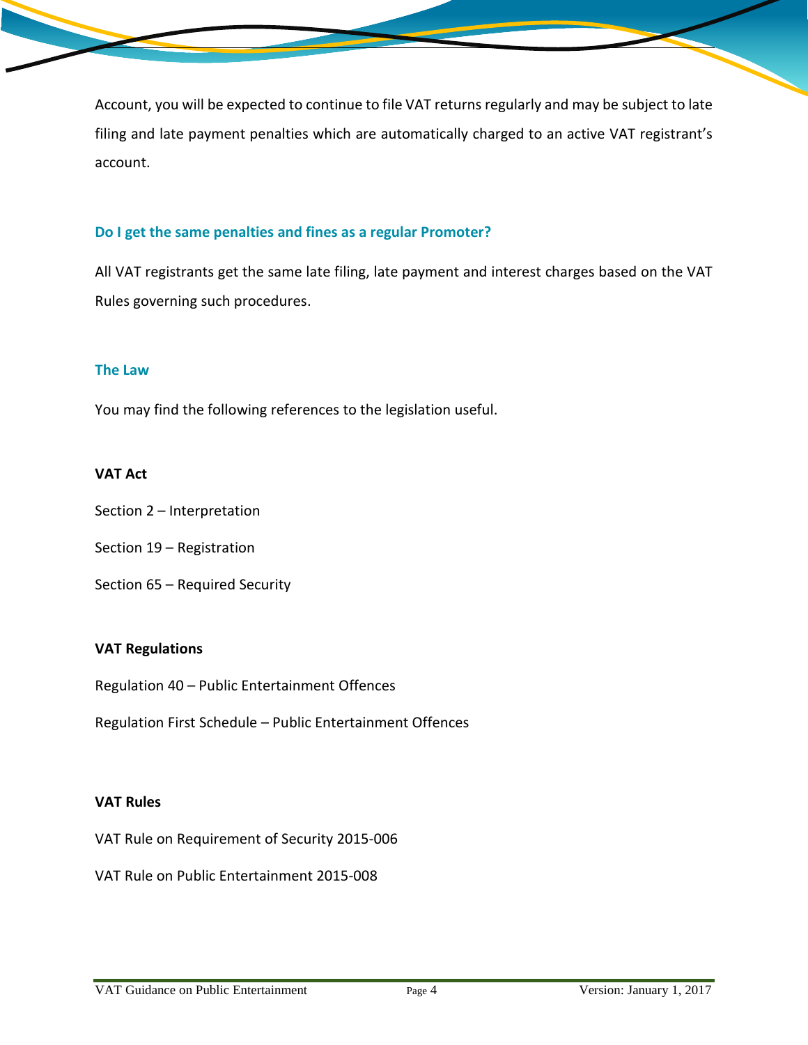Account, you will be expected to continue to file VAT returns regularly and may be subject to late filing and late payment penalties which are automatically charged to an active VAT registrant's account.

### Do I get the same penalties and fines as a regular Promoter?

All VAT registrants get the same late filing, late payment and interest charges based on the VAT Rules governing such procedures.

### The Law

You may find the following references to the legislation useful.

**VAT Act**

Section 2 – Interpretation

Section 19 – Registration

Section 65 – Required Security

**VAT Regulations**

Regulation 40 – Public Entertainment Offences

Regulation First Schedule – Public Entertainment Offences

**VAT Rules**

VAT Rule on Requirement of Security 2015-006

VAT Rule on Public Entertainment 2015-008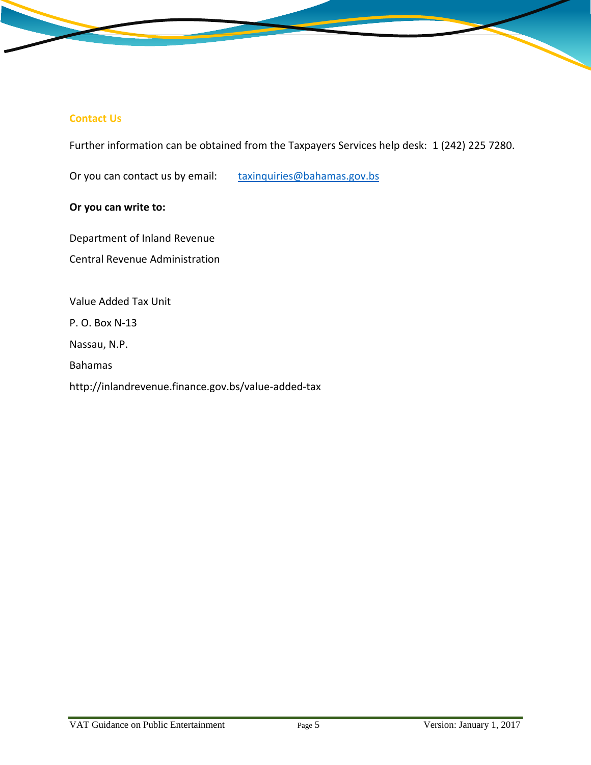## Contact Us

Further information can be obtained from the Taxpayers Services help desk: 1 (242) 225 7280.

Or you can contact us by email: taxinquiries@bahamas.gov.bs

**Or you can write to:**

Department of Inland Revenue

Central Revenue Administration

Value Added Tax Unit

P. O. Box N-13

Nassau, N.P.

Bahamas

http://inlandrevenue.finance.gov.bs/value-added-tax